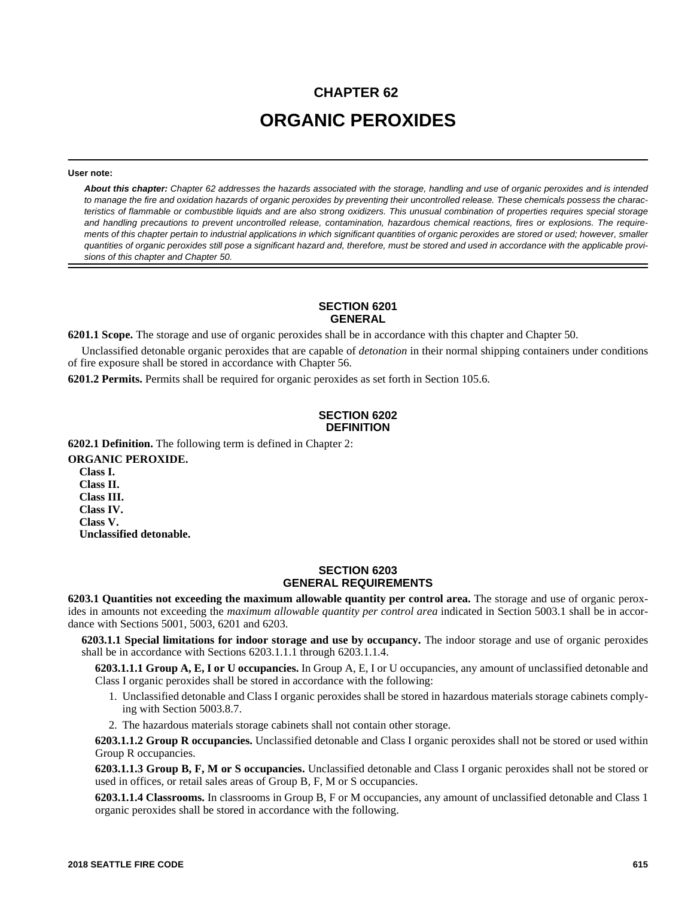# CHAPTER 62

# ORGANIC PEROXIDES

**User note:**

***About this chapter:*** *Chapter 62 addresses the hazards associated with the storage, handling and use of organic peroxides and is intended to manage the fire and oxidation hazards of organic peroxides by preventing their uncontrolled release. These chemicals possess the characteristics of flammable or combustible liquids and are also strong oxidizers. This unusual combination of properties requires special storage and handling precautions to prevent uncontrolled release, contamination, hazardous chemical reactions, fires or explosions. The requirements of this chapter pertain to industrial applications in which significant quantities of organic peroxides are stored or used; however, smaller quantities of organic peroxides still pose a significant hazard and, therefore, must be stored and used in accordance with the applicable provisions of this chapter and Chapter 50.*

## SECTION 6201 GENERAL

**6201.1 Scope.** The storage and use of organic peroxides shall be in accordance with this chapter and Chapter 50.

Unclassified detonable organic peroxides that are capable of *detonation* in their normal shipping containers under conditions of fire exposure shall be stored in accordance with Chapter 56.

**6201.2 Permits.** Permits shall be required for organic peroxides as set forth in Section 105.6.

## SECTION 6202 DEFINITION

**6202.1 Definition.** The following term is defined in Chapter 2:

**ORGANIC PEROXIDE.**
**Class I.**
**Class II.**
**Class III.**
**Class IV.**
**Class V.**
**Unclassified detonable.**

## SECTION 6203 GENERAL REQUIREMENTS

**6203.1 Quantities not exceeding the maximum allowable quantity per control area.** The storage and use of organic peroxides in amounts not exceeding the *maximum allowable quantity per control area* indicated in Section 5003.1 shall be in accordance with Sections 5001, 5003, 6201 and 6203.

**6203.1.1 Special limitations for indoor storage and use by occupancy.** The indoor storage and use of organic peroxides shall be in accordance with Sections 6203.1.1.1 through 6203.1.1.4.

**6203.1.1.1 Group A, E, I or U occupancies.** In Group A, E, I or U occupancies, any amount of unclassified detonable and Class I organic peroxides shall be stored in accordance with the following:

1. Unclassified detonable and Class I organic peroxides shall be stored in hazardous materials storage cabinets complying with Section 5003.8.7.
2. The hazardous materials storage cabinets shall not contain other storage.

**6203.1.1.2 Group R occupancies.** Unclassified detonable and Class I organic peroxides shall not be stored or used within Group R occupancies.

**6203.1.1.3 Group B, F, M or S occupancies.** Unclassified detonable and Class I organic peroxides shall not be stored or used in offices, or retail sales areas of Group B, F, M or S occupancies.

**6203.1.1.4 Classrooms.** In classrooms in Group B, F or M occupancies, any amount of unclassified detonable and Class 1 organic peroxides shall be stored in accordance with the following.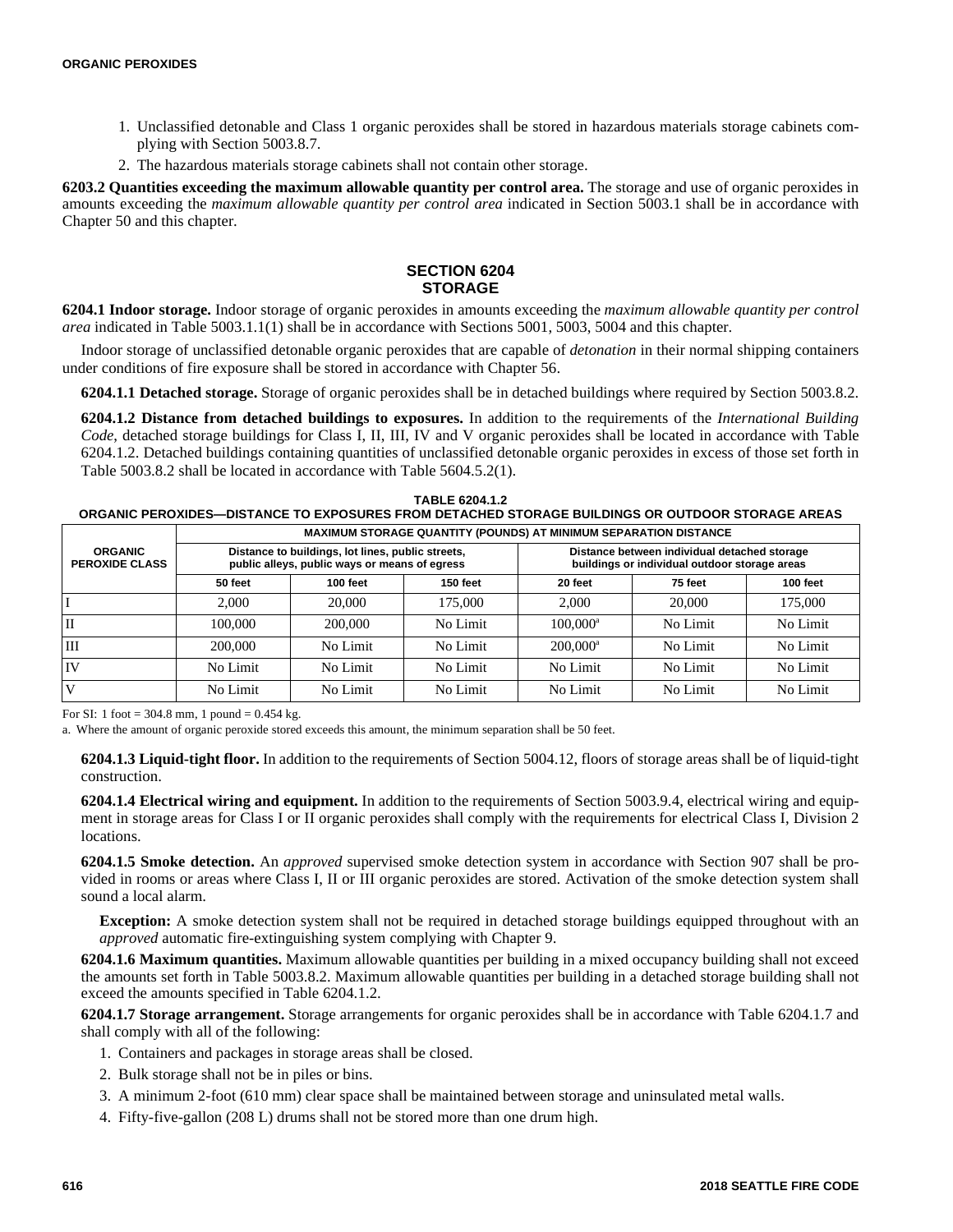1. Unclassified detonable and Class 1 organic peroxides shall be stored in hazardous materials storage cabinets complying with Section 5003.8.7.
2. The hazardous materials storage cabinets shall not contain other storage.

**6203.2 Quantities exceeding the maximum allowable quantity per control area.** The storage and use of organic peroxides in amounts exceeding the *maximum allowable quantity per control area* indicated in Section 5003.1 shall be in accordance with Chapter 50 and this chapter.

## SECTION 6204 STORAGE

**6204.1 Indoor storage.** Indoor storage of organic peroxides in amounts exceeding the *maximum allowable quantity per control area* indicated in Table 5003.1.1(1) shall be in accordance with Sections 5001, 5003, 5004 and this chapter.

Indoor storage of unclassified detonable organic peroxides that are capable of *detonation* in their normal shipping containers under conditions of fire exposure shall be stored in accordance with Chapter 56.

**6204.1.1 Detached storage.** Storage of organic peroxides shall be in detached buildings where required by Section 5003.8.2.

**6204.1.2 Distance from detached buildings to exposures.** In addition to the requirements of the *International Building Code,* detached storage buildings for Class I, II, III, IV and V organic peroxides shall be located in accordance with Table 6204.1.2. Detached buildings containing quantities of unclassified detonable organic peroxides in excess of those set forth in Table 5003.8.2 shall be located in accordance with Table 5604.5.2(1).

**TABLE 6204.1.2**
**ORGANIC PEROXIDES—DISTANCE TO EXPOSURES FROM DETACHED STORAGE BUILDINGS OR OUTDOOR STORAGE AREAS**

| ORGANIC PEROXIDE CLASS | MAXIMUM STORAGE QUANTITY (POUNDS) AT MINIMUM SEPARATION DISTANCE | | | | | |
|---|---|---|---|---|---|---|
| | Distance to buildings, lot lines, public streets, public alleys, public ways or means of egress | | | Distance between individual detached storage buildings or individual outdoor storage areas | | |
| | 50 feet | 100 feet | 150 feet | 20 feet | 75 feet | 100 feet |
| I | 2,000 | 20,000 | 175,000 | 2,000 | 20,000 | 175,000 |
| II | 100,000 | 200,000 | No Limit | 100,000[a] | No Limit | No Limit |
| III | 200,000 | No Limit | No Limit | 200,000[a] | No Limit | No Limit |
| IV | No Limit | No Limit | No Limit | No Limit | No Limit | No Limit |
| V | No Limit | No Limit | No Limit | No Limit | No Limit | No Limit |

For SI: 1 foot = 304.8 mm, 1 pound = 0.454 kg.

a. Where the amount of organic peroxide stored exceeds this amount, the minimum separation shall be 50 feet.

**6204.1.3 Liquid-tight floor.** In addition to the requirements of Section 5004.12, floors of storage areas shall be of liquid-tight construction.

**6204.1.4 Electrical wiring and equipment.** In addition to the requirements of Section 5003.9.4, electrical wiring and equipment in storage areas for Class I or II organic peroxides shall comply with the requirements for electrical Class I, Division 2 locations.

**6204.1.5 Smoke detection.** An *approved* supervised smoke detection system in accordance with Section 907 shall be provided in rooms or areas where Class I, II or III organic peroxides are stored. Activation of the smoke detection system shall sound a local alarm.

**Exception:** A smoke detection system shall not be required in detached storage buildings equipped throughout with an *approved* automatic fire-extinguishing system complying with Chapter 9.

**6204.1.6 Maximum quantities.** Maximum allowable quantities per building in a mixed occupancy building shall not exceed the amounts set forth in Table 5003.8.2. Maximum allowable quantities per building in a detached storage building shall not exceed the amounts specified in Table 6204.1.2.

**6204.1.7 Storage arrangement.** Storage arrangements for organic peroxides shall be in accordance with Table 6204.1.7 and shall comply with all of the following:

1. Containers and packages in storage areas shall be closed.
2. Bulk storage shall not be in piles or bins.
3. A minimum 2-foot (610 mm) clear space shall be maintained between storage and uninsulated metal walls.
4. Fifty-five-gallon (208 L) drums shall not be stored more than one drum high.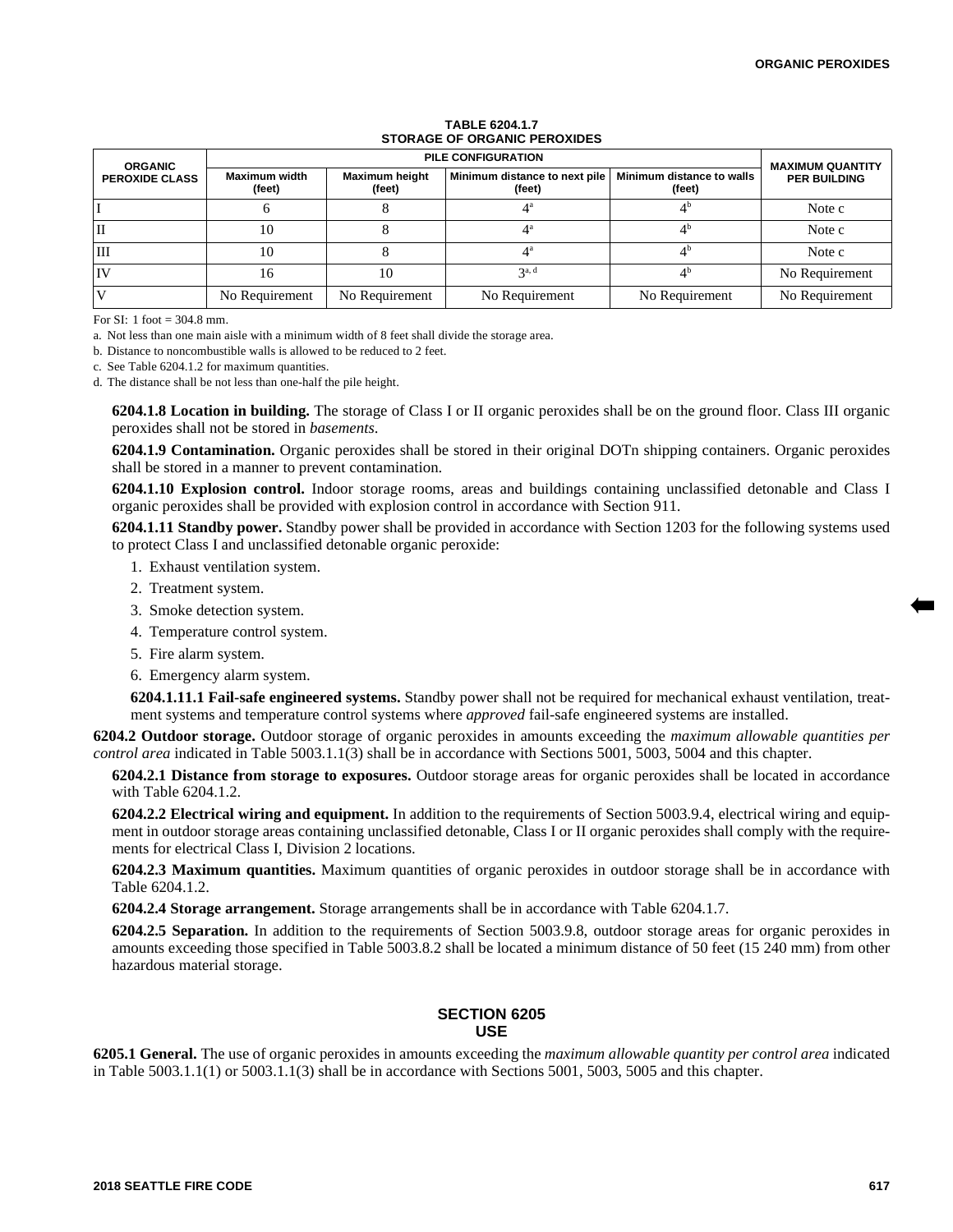**TABLE 6204.1.7**
**STORAGE OF ORGANIC PEROXIDES**

| ORGANIC PEROXIDE CLASS | PILE CONFIGURATION | | | | MAXIMUM QUANTITY PER BUILDING |
|---|---|---|---|---|---|
| | Maximum width (feet) | Maximum height (feet) | Minimum distance to next pile (feet) | Minimum distance to walls (feet) | |
| I | 6 | 8 | 4[a] | 4[b] | Note c |
| II | 10 | 8 | 4[a] | 4[b] | Note c |
| III | 10 | 8 | 4[a] | 4[b] | Note c |
| IV | 16 | 10 | 3[a, d] | 4[b] | No Requirement |
| V | No Requirement | No Requirement | No Requirement | No Requirement | No Requirement |

For SI: 1 foot = 304.8 mm.

a. Not less than one main aisle with a minimum width of 8 feet shall divide the storage area.

b. Distance to noncombustible walls is allowed to be reduced to 2 feet.

c. See Table 6204.1.2 for maximum quantities.

d. The distance shall be not less than one-half the pile height.

**6204.1.8 Location in building.** The storage of Class I or II organic peroxides shall be on the ground floor. Class III organic peroxides shall not be stored in *basements*.

**6204.1.9 Contamination.** Organic peroxides shall be stored in their original DOTn shipping containers. Organic peroxides shall be stored in a manner to prevent contamination.

**6204.1.10 Explosion control.** Indoor storage rooms, areas and buildings containing unclassified detonable and Class I organic peroxides shall be provided with explosion control in accordance with Section 911.

**6204.1.11 Standby power.** Standby power shall be provided in accordance with Section 1203 for the following systems used to protect Class I and unclassified detonable organic peroxide:

1. Exhaust ventilation system.
2. Treatment system.
3. Smoke detection system.
4. Temperature control system.
5. Fire alarm system.
6. Emergency alarm system.

**6204.1.11.1 Fail-safe engineered systems.** Standby power shall not be required for mechanical exhaust ventilation, treatment systems and temperature control systems where *approved* fail-safe engineered systems are installed.

**6204.2 Outdoor storage.** Outdoor storage of organic peroxides in amounts exceeding the *maximum allowable quantities per control area* indicated in Table 5003.1.1(3) shall be in accordance with Sections 5001, 5003, 5004 and this chapter.

**6204.2.1 Distance from storage to exposures.** Outdoor storage areas for organic peroxides shall be located in accordance with Table 6204.1.2.

**6204.2.2 Electrical wiring and equipment.** In addition to the requirements of Section 5003.9.4, electrical wiring and equipment in outdoor storage areas containing unclassified detonable, Class I or II organic peroxides shall comply with the requirements for electrical Class I, Division 2 locations.

**6204.2.3 Maximum quantities.** Maximum quantities of organic peroxides in outdoor storage shall be in accordance with Table 6204.1.2.

**6204.2.4 Storage arrangement.** Storage arrangements shall be in accordance with Table 6204.1.7.

**6204.2.5 Separation.** In addition to the requirements of Section 5003.9.8, outdoor storage areas for organic peroxides in amounts exceeding those specified in Table 5003.8.2 shall be located a minimum distance of 50 feet (15 240 mm) from other hazardous material storage.

## SECTION 6205
## USE

**6205.1 General.** The use of organic peroxides in amounts exceeding the *maximum allowable quantity per control area* indicated in Table 5003.1.1(1) or 5003.1.1(3) shall be in accordance with Sections 5001, 5003, 5005 and this chapter.